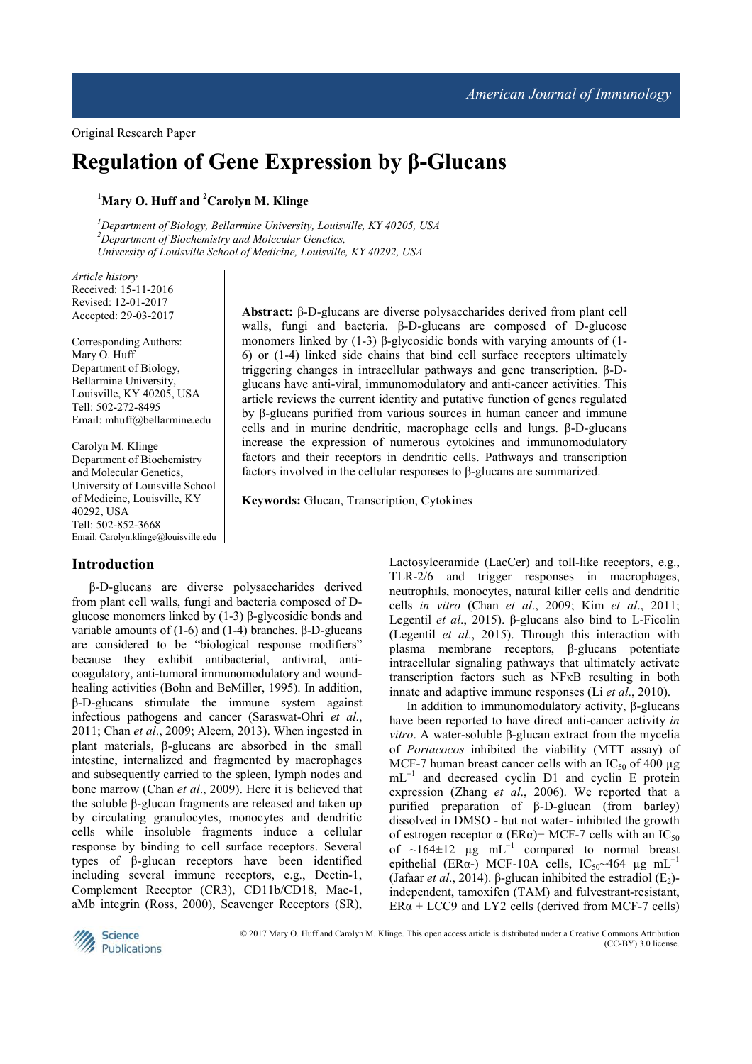Original Research Paper

# Regulation of Gene Expression by β-Glucans

[1]Mary O. Huff and [2]Carolyn M. Klinge

*[1]Department of Biology, Bellarmine University, Louisville, KY 40205, USA*
*[2]Department of Biochemistry and Molecular Genetics, University of Louisville School of Medicine, Louisville, KY 40292, USA*

*Article history*
Received: 15-11-2016
Revised: 12-01-2017
Accepted: 29-03-2017

Corresponding Authors:
Mary O. Huff
Department of Biology, Bellarmine University, Louisville, KY 40205, USA
Tell: 502-272-8495
Email: mhuff@bellarmine.edu

Carolyn M. Klinge
Department of Biochemistry and Molecular Genetics, University of Louisville School of Medicine, Louisville, KY 40292, USA
Tell: 502-852-3668
Email: Carolyn.klinge@louisville.edu

**Abstract:** β-D-glucans are diverse polysaccharides derived from plant cell walls, fungi and bacteria. β-D-glucans are composed of D-glucose monomers linked by (1-3) β-glycosidic bonds with varying amounts of (1-6) or (1-4) linked side chains that bind cell surface receptors ultimately triggering changes in intracellular pathways and gene transcription. β-D-glucans have anti-viral, immunomodulatory and anti-cancer activities. This article reviews the current identity and putative function of genes regulated by β-glucans purified from various sources in human cancer and immune cells and in murine dendritic, macrophage cells and lungs. β-D-glucans increase the expression of numerous cytokines and immunomodulatory factors and their receptors in dendritic cells. Pathways and transcription factors involved in the cellular responses to β-glucans are summarized.

**Keywords:** Glucan, Transcription, Cytokines

## Introduction

β-D-glucans are diverse polysaccharides derived from plant cell walls, fungi and bacteria composed of D-glucose monomers linked by (1-3) β-glycosidic bonds and variable amounts of (1-6) and (1-4) branches. β-D-glucans are considered to be "biological response modifiers" because they exhibit antibacterial, antiviral, anti-coagulatory, anti-tumoral immunomodulatory and wound-healing activities (Bohn and BeMiller, 1995). In addition, β-D-glucans stimulate the immune system against infectious pathogens and cancer (Saraswat-Ohri *et al*., 2011; Chan *et al*., 2009; Aleem, 2013). When ingested in plant materials, β-glucans are absorbed in the small intestine, internalized and fragmented by macrophages and subsequently carried to the spleen, lymph nodes and bone marrow (Chan *et al*., 2009). Here it is believed that the soluble β-glucan fragments are released and taken up by circulating granulocytes, monocytes and dendritic cells while insoluble fragments induce a cellular response by binding to cell surface receptors. Several types of β-glucan receptors have been identified including several immune receptors, e.g., Dectin-1, Complement Receptor (CR3), CD11b/CD18, Mac-1, aMb integrin (Ross, 2000), Scavenger Receptors (SR), Lactosylceramide (LacCer) and toll-like receptors, e.g., TLR-2/6 and trigger responses in macrophages, neutrophils, monocytes, natural killer cells and dendritic cells *in vitro* (Chan *et al*., 2009; Kim *et al*., 2011; Legentil *et al*., 2015). β-glucans also bind to L-Ficolin (Legentil *et al*., 2015). Through this interaction with plasma membrane receptors, β-glucans potentiate intracellular signaling pathways that ultimately activate transcription factors such as NFκB resulting in both innate and adaptive immune responses (Li *et al*., 2010).

In addition to immunomodulatory activity, β-glucans have been reported to have direct anti-cancer activity *in vitro*. A water-soluble β-glucan extract from the mycelia of *Poriacocos* inhibited the viability (MTT assay) of MCF-7 human breast cancer cells with an $IC_{50}$ of 400 μg $mL^{-1}$ and decreased cyclin D1 and cyclin E protein expression (Zhang *et al*., 2006). We reported that a purified preparation of β-D-glucan (from barley) dissolved in DMSO - but not water- inhibited the growth of estrogen receptor α (ERα)+ MCF-7 cells with an $IC_{50}$ of ~164±12 μg $mL^{-1}$ compared to normal breast epithelial (ERα-) MCF-10A cells, $IC_{50}$~464 μg $mL^{-1}$ (Jafaar *et al*., 2014). β-glucan inhibited the estradiol ($E_2$)-independent, tamoxifen (TAM) and fulvestrant-resistant, ERα + LCC9 and LY2 cells (derived from MCF-7 cells)

© 2017 Mary O. Huff and Carolyn M. Klinge. This open access article is distributed under a Creative Commons Attribution (CC-BY) 3.0 license.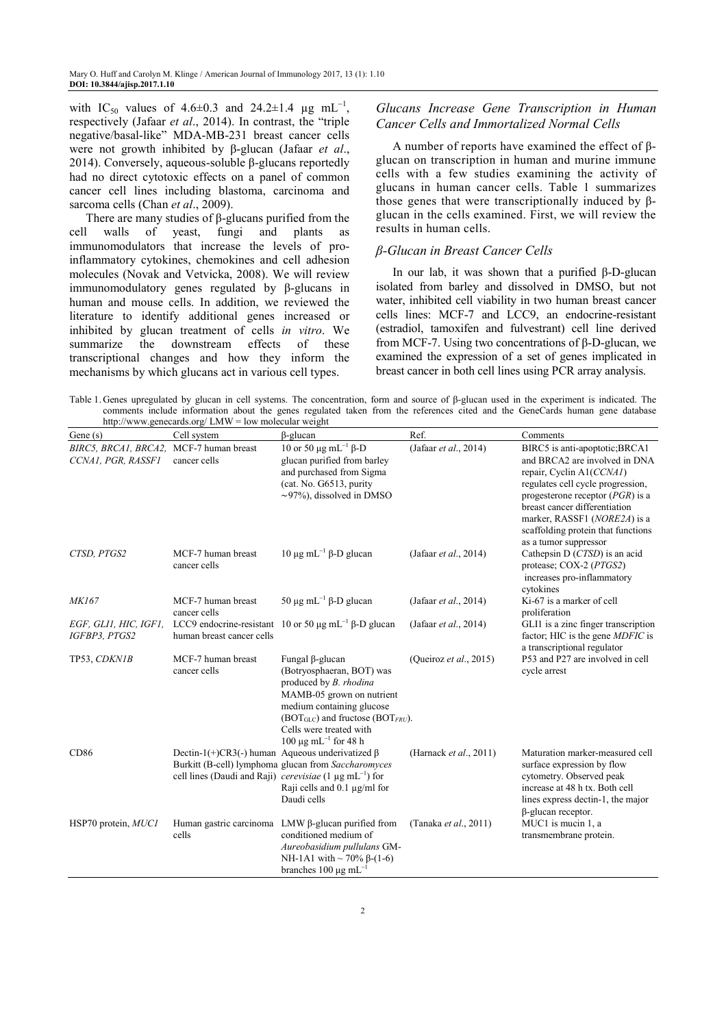with $IC_{50}$ values of 4.6±0.3 and 24.2±1.4 μg $mL^{-1}$, respectively (Jafaar *et al*., 2014). In contrast, the "triple negative/basal-like" MDA-MB-231 breast cancer cells were not growth inhibited by β-glucan (Jafaar *et al*., 2014). Conversely, aqueous-soluble β-glucans reportedly had no direct cytotoxic effects on a panel of common cancer cell lines including blastoma, carcinoma and sarcoma cells (Chan *et al*., 2009).

There are many studies of β-glucans purified from the cell walls of yeast, fungi and plants as immunomodulators that increase the levels of pro-inflammatory cytokines, chemokines and cell adhesion molecules (Novak and Vetvicka, 2008). We will review immunomodulatory genes regulated by β-glucans in human and mouse cells. In addition, we reviewed the literature to identify additional genes increased or inhibited by glucan treatment of cells *in vitro*. We summarize the downstream effects of these transcriptional changes and how they inform the mechanisms by which glucans act in various cell types.

## *Glucans Increase Gene Transcription in Human Cancer Cells and Immortalized Normal Cells*

A number of reports have examined the effect of β-glucan on transcription in human and murine immune cells with a few studies examining the activity of glucans in human cancer cells. Table 1 summarizes those genes that were transcriptionally induced by β-glucan in the cells examined. First, we will review the results in human cells.

### *β-Glucan in Breast Cancer Cells*

In our lab, it was shown that a purified β-D-glucan isolated from barley and dissolved in DMSO, but not water, inhibited cell viability in two human breast cancer cells lines: MCF-7 and LCC9, an endocrine-resistant (estradiol, tamoxifen and fulvestrant) cell line derived from MCF-7. Using two concentrations of β-D-glucan, we examined the expression of a set of genes implicated in breast cancer in both cell lines using PCR array analysis.

Table 1. Genes upregulated by glucan in cell systems. The concentration, form and source of β-glucan used in the experiment is indicated. The comments include information about the genes regulated taken from the references cited and the GeneCards human gene database http://www.genecards.org/ LMW = low molecular weight

| Gene (s) | Cell system | β-glucan | Ref. | Comments |
|---|---|---|---|---|
| *BIRC5, BRCA1, BRCA2, CCNA1, PGR, RASSF1* | MCF-7 human breast cancer cells | 10 or 50 μg $mL^{-1}$ β-D glucan purified from barley and purchased from Sigma (cat. No. G6513, purity ~97%), dissolved in DMSO | (Jafaar *et al*., 2014) | BIRC5 is anti-apoptotic;BRCA1 and BRCA2 are involved in DNA repair, Cyclin A1(*CCNA1*) regulates cell cycle progression, progesterone receptor (*PGR*) is a breast cancer differentiation marker, RASSF1 (*NORE2A*) is a scaffolding protein that functions as a tumor suppressor |
| *CTSD, PTGS2* | MCF-7 human breast cancer cells | 10 μg $mL^{-1}$ β-D glucan | (Jafaar *et al*., 2014) | Cathepsin D (*CTSD*) is an acid protease; COX-2 (*PTGS2*) increases pro-inflammatory cytokines |
| *MK167* | MCF-7 human breast cancer cells | 50 μg $mL^{-1}$ β-D glucan | (Jafaar *et al*., 2014) | Ki-67 is a marker of cell proliferation |
| *EGF, GLI1, HIC, IGF1, IGFBP3, PTGS2* | LCC9 endocrine-resistant human breast cancer cells | 10 or 50 μg $mL^{-1}$ β-D glucan | (Jafaar *et al*., 2014) | GLI1 is a zinc finger transcription factor; HIC is the gene *MDFIC* is a transcriptional regulator |
| TP53, *CDKN1B* | MCF-7 human breast cancer cells | Fungal β-glucan (Botryosphaeran, BOT) was produced by *B. rhodina* MAMB-05 grown on nutrient medium containing glucose ($BOT_{GLC}$) and fructose ($BOT_{FRU}$). Cells were treated with 100 μg $mL^{-1}$ for 48 h | (Queiroz *et al*., 2015) | P53 and P27 are involved in cell cycle arrest |
| CD86 | Dectin-1(+)CR3(-) human Burkitt (B-cell) lymphoma cell lines (Daudi and Raji) | Aqueous underivatized β glucan from *Saccharomyces cerevisiae* (1 μg $mL^{-1}$) for Raji cells and 0.1 μg/ml for Daudi cells | (Harnack *et al*., 2011) | Maturation marker-measured cell surface expression by flow cytometry. Observed peak increase at 48 h tx. Both cell lines express dectin-1, the major β-glucan receptor. |
| HSP70 protein, *MUC1* | Human gastric carcinoma cells | LMW β-glucan purified from conditioned medium of *Aureobasidium pullulans* GM-NH-1A1 with ~ 70% β-(1-6) branches 100 μg $mL^{-1}$ | (Tanaka *et al*., 2011) | MUC1 is mucin 1, a transmembrane protein. |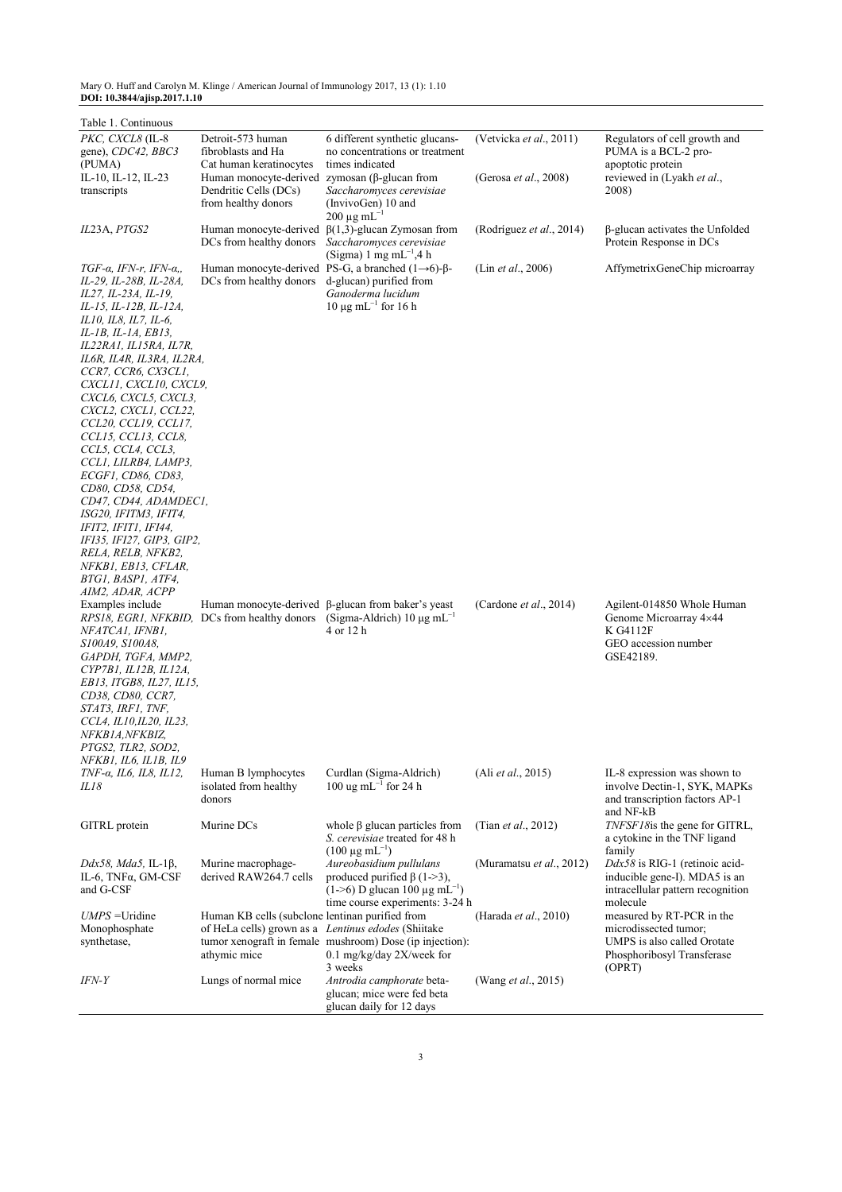Table 1. Continuous

| | | | | |
|---|---|---|---|---|
| *PKC*, *CXCL8* (IL-8 gene), *CDC42*, *BBC3* (PUMA) | Detroit-573 human fibroblasts and Ha Cat human keratinocytes | 6 different synthetic glucans-no concentrations or treatment times indicated | (Vetvicka *et al.*, 2011) | Regulators of cell growth and PUMA is a BCL-2 pro-apoptotic protein |
| IL-10, IL-12, IL-23 transcripts | Human monocyte-derived Dendritic Cells (DCs) from healthy donors | zymosan (β-glucan from *Saccharomyces cerevisiae* (InvivoGen) 10 and 200 μg mL$^{-1}$ | (Gerosa *et al.*, 2008) | reviewed in (Lyakh *et al.*, 2008) |
| *IL23A*, *PTGS2* | Human monocyte-derived DCs from healthy donors | β(1,3)-glucan Zymosan from *Saccharomyces cerevisiae* (Sigma) 1 mg mL$^{-1}$,4 h | (Rodríguez *et al.*, 2014) | β-glucan activates the Unfolded Protein Response in DCs |
| *TGF-α, IFN-r, IFN-α,, IL-29, IL-28B, IL-28A, IL27, IL-23A, IL-19, IL-15, IL-12B, IL-12A, IL10, IL8, IL7, IL-6, IL-1B, IL-1A, EB13, IL22RA1, IL15RA, IL7R, IL6R, IL4R, IL3RA, IL2RA, CCR7, CCR6, CX3CL1, CXCL11, CXCL10, CXCL9, CXCL6, CXCL5, CXCL3, CXCL2, CXCL1, CCL22, CCL20, CCL19, CCL17, CCL15, CCL13, CCL8, CCL5, CCL4, CCL3, CCL1, LILRB4, LAMP3, ECGF1, CD86, CD83, CD80, CD58, CD54, CD47, CD44, ADAMDEC1, ISG20, IFITM3, IFIT4, IFIT2, IFIT1, IFI44, IFI35, IFI27, GIP3, GIP2, RELA, RELB, NFKB2, NFKB1, EB13, CFLAR, BTG1, BASP1, ATF4, AIM2, ADAR, ACPP* | Human monocyte-derived DCs from healthy donors | PS-G, a branched (1→6)-β-d-glucan) purified from *Ganoderma lucidum* 10 μg mL$^{-1}$ for 16 h | (Lin *et al.*, 2006) | AffymetrixGeneChip microarray |
| Examples include *RPS18, EGR1, NFKBID, NFATCA1, IFNB1, S100A9, S100A8, GAPDH, TGFA, MMP2, CYP7B1, IL12B, IL12A, EB13, ITGB8, IL27, IL15, CD38, CD80, CCR7, STAT3, IRF1, TNF, CCL4, IL10,IL20, IL23, NFKB1A,NFKBIZ, PTGS2, TLR2, SOD2, NFKB1, IL6, IL1B, IL9* | Human monocyte-derived DCs from healthy donors | β-glucan from baker's yeast (Sigma-Aldrich) 10 μg mL$^{-1}$ 4 or 12 h | (Cardone *et al.*, 2014) | Agilent-014850 Whole Human Genome Microarray 4×44 K G4112F GEO accession number GSE42189. |
| *TNF-α, IL6, IL8, IL12, IL18* | Human B lymphocytes isolated from healthy donors | Curdlan (Sigma-Aldrich) 100 ug mL$^{-1}$ for 24 h | (Ali *et al.*, 2015) | IL-8 expression was shown to involve Dectin-1, SYK, MAPKs and transcription factors AP-1 and NF-kB |
| GITRL protein | Murine DCs | whole β glucan particles from *S. cerevisiae* treated for 48 h (100 μg mL$^{-1}$) | (Tian *et al.*, 2012) | *TNFSF18*is the gene for GITRL, a cytokine in the TNF ligand family |
| *Ddx58, Mda5,* IL-1β, IL-6, TNFα, GM-CSF and G-CSF | Murine macrophage-derived RAW264.7 cells | *Aureobasidium pullulans* produced purified β (1->3), (1->6) D glucan 100 μg mL$^{-1}$) time course experiments: 3-24 h | (Muramatsu *et al.*, 2012) | *Ddx58* is RIG-1 (retinoic acid-inducible gene-I). MDA5 is an intracellular pattern recognition molecule |
| *UMPS* =Uridine Monophosphate synthetase, | Human KB cells (subclone of HeLa cells) grown as a tumor xenograft in female athymic mice | lentinan purified from *Lentinus edodes* (Shiitake mushroom) Dose (ip injection): 0.1 mg/kg/day 2X/week for 3 weeks | (Harada *et al.*, 2010) | measured by RT-PCR in the microdissected tumor; UMPS is also called Orotate Phosphoribosyl Transferase (OPRT) |
| *IFN-Y* | Lungs of normal mice | *Antrodia camphorate* beta-glucan; mice were fed beta glucan daily for 12 days | (Wang *et al.*, 2015) | |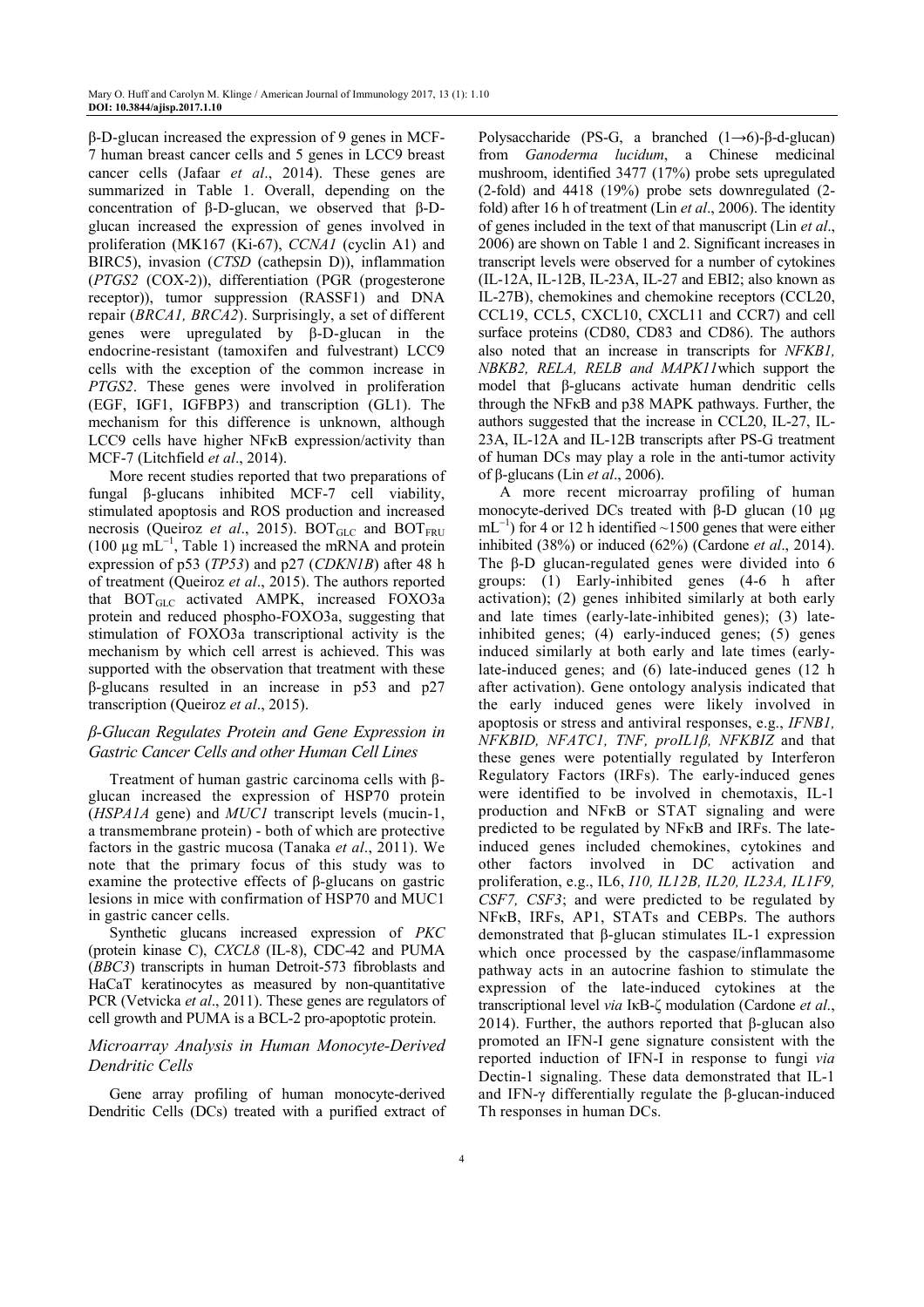β-D-glucan increased the expression of 9 genes in MCF-7 human breast cancer cells and 5 genes in LCC9 breast cancer cells (Jafaar *et al*., 2014). These genes are summarized in Table 1. Overall, depending on the concentration of β-D-glucan, we observed that β-D-glucan increased the expression of genes involved in proliferation (MK167 (Ki-67), *CCNA1* (cyclin A1) and BIRC5), invasion (*CTSD* (cathepsin D)), inflammation (*PTGS2* (COX-2)), differentiation (PGR (progesterone receptor)), tumor suppression (RASSF1) and DNA repair (*BRCA1, BRCA2*). Surprisingly, a set of different genes were upregulated by β-D-glucan in the endocrine-resistant (tamoxifen and fulvestrant) LCC9 cells with the exception of the common increase in *PTGS2*. These genes were involved in proliferation (EGF, IGF1, IGFBP3) and transcription (GL1). The mechanism for this difference is unknown, although LCC9 cells have higher NFκB expression/activity than MCF-7 (Litchfield *et al*., 2014).

More recent studies reported that two preparations of fungal β-glucans inhibited MCF-7 cell viability, stimulated apoptosis and ROS production and increased necrosis (Queiroz *et al*., 2015). $BOT_{GLC}$ and $BOT_{FRU}$ (100 μg $mL^{-1}$, Table 1) increased the mRNA and protein expression of p53 (*TP53*) and p27 (*CDKN1B*) after 48 h of treatment (Queiroz *et al*., 2015). The authors reported that $BOT_{GLC}$ activated AMPK, increased FOXO3a protein and reduced phospho-FOXO3a, suggesting that stimulation of FOXO3a transcriptional activity is the mechanism by which cell arrest is achieved. This was supported with the observation that treatment with these β-glucans resulted in an increase in p53 and p27 transcription (Queiroz *et al*., 2015).

### *β-Glucan Regulates Protein and Gene Expression in Gastric Cancer Cells and other Human Cell Lines*

Treatment of human gastric carcinoma cells with β-glucan increased the expression of HSP70 protein (*HSPA1A* gene) and *MUC1* transcript levels (mucin-1, a transmembrane protein) - both of which are protective factors in the gastric mucosa (Tanaka *et al*., 2011). We note that the primary focus of this study was to examine the protective effects of β-glucans on gastric lesions in mice with confirmation of HSP70 and MUC1 in gastric cancer cells.

Synthetic glucans increased expression of *PKC* (protein kinase C), *CXCL8* (IL-8), CDC-42 and PUMA (*BBC3*) transcripts in human Detroit-573 fibroblasts and HaCaT keratinocytes as measured by non-quantitative PCR (Vetvicka *et al*., 2011). These genes are regulators of cell growth and PUMA is a BCL-2 pro-apoptotic protein.

### *Microarray Analysis in Human Monocyte-Derived Dendritic Cells*

Gene array profiling of human monocyte-derived Dendritic Cells (DCs) treated with a purified extract of Polysaccharide (PS-G, a branched (1→6)-β-d-glucan) from *Ganoderma lucidum*, a Chinese medicinal mushroom, identified 3477 (17%) probe sets upregulated (2-fold) and 4418 (19%) probe sets downregulated (2-fold) after 16 h of treatment (Lin *et al*., 2006). The identity of genes included in the text of that manuscript (Lin *et al*., 2006) are shown on Table 1 and 2. Significant increases in transcript levels were observed for a number of cytokines (IL-12A, IL-12B, IL-23A, IL-27 and EBI2; also known as IL-27B), chemokines and chemokine receptors (CCL20, CCL19, CCL5, CXCL10, CXCL11 and CCR7) and cell surface proteins (CD80, CD83 and CD86). The authors also noted that an increase in transcripts for *NFKB1, NBKB2, RELA, RELB and MAPK11*which support the model that β-glucans activate human dendritic cells through the NFκB and p38 MAPK pathways. Further, the authors suggested that the increase in CCL20, IL-27, IL-23A, IL-12A and IL-12B transcripts after PS-G treatment of human DCs may play a role in the anti-tumor activity of β-glucans (Lin *et al*., 2006).

A more recent microarray profiling of human monocyte-derived DCs treated with β-D glucan (10 μg $mL^{-1}$) for 4 or 12 h identified ~1500 genes that were either inhibited (38%) or induced (62%) (Cardone *et al*., 2014). The β-D glucan-regulated genes were divided into 6 groups: (1) Early-inhibited genes (4-6 h after activation); (2) genes inhibited similarly at both early and late times (early-late-inhibited genes); (3) late-inhibited genes; (4) early-induced genes; (5) genes induced similarly at both early and late times (early-late-induced genes; and (6) late-induced genes (12 h after activation). Gene ontology analysis indicated that the early induced genes were likely involved in apoptosis or stress and antiviral responses, e.g., *IFNB1, NFKBID, NFATC1, TNF, proIL1β, NFKBIZ* and that these genes were potentially regulated by Interferon Regulatory Factors (IRFs). The early-induced genes were identified to be involved in chemotaxis, IL-1 production and NFκB or STAT signaling and were predicted to be regulated by NFκB and IRFs. The late-induced genes included chemokines, cytokines and other factors involved in DC activation and proliferation, e.g., IL6, *I10, IL12B, IL20, IL23A, IL1F9, CSF7, CSF3*; and were predicted to be regulated by NFκB, IRFs, AP1, STATs and CEBPs. The authors demonstrated that β-glucan stimulates IL-1 expression which once processed by the caspase/inflammasome pathway acts in an autocrine fashion to stimulate the expression of the late-induced cytokines at the transcriptional level *via* IκB-ζ modulation (Cardone *et al*., 2014). Further, the authors reported that β-glucan also promoted an IFN-I gene signature consistent with the reported induction of IFN-I in response to fungi *via* Dectin-1 signaling. These data demonstrated that IL-1 and IFN-γ differentially regulate the β-glucan-induced Th responses in human DCs.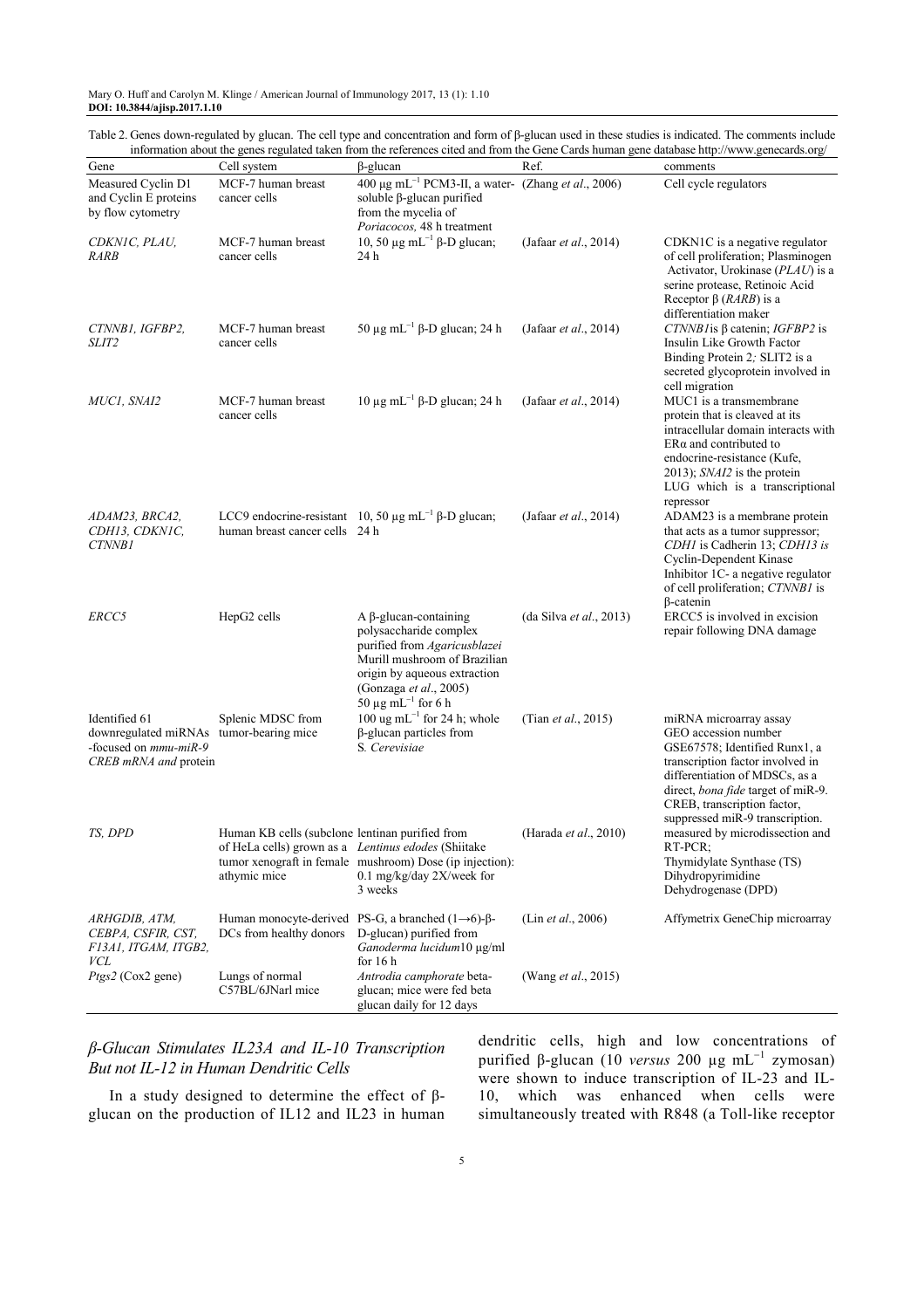Table 2. Genes down-regulated by glucan. The cell type and concentration and form of β-glucan used in these studies is indicated. The comments include information about the genes regulated taken from the references cited and from the Gene Cards human gene database http://www.genecards.org/

| Gene | Cell system | β-glucan | Ref. | comments |
|---|---|---|---|---|
| Measured Cyclin D1 and Cyclin E proteins by flow cytometry | MCF-7 human breast cancer cells | 400 μg $mL^{-1}$ PCM3-II, a water-soluble β-glucan purified from the mycelia of *Poriacocos,* 48 h treatment | (Zhang *et al*., 2006) | Cell cycle regulators |
| *CDKN1C, PLAU, RARB* | MCF-7 human breast cancer cells | 10, 50 μg $mL^{-1}$ β-D glucan; 24 h | (Jafaar *et al*., 2014) | CDKN1C is a negative regulator of cell proliferation; Plasminogen Activator, Urokinase (*PLAU*) is a serine protease, Retinoic Acid Receptor β (*RARB*) is a differentiation maker |
| *CTNNB1, IGFBP2, SLIT2* | MCF-7 human breast cancer cells | 50 μg $mL^{-1}$ β-D glucan; 24 h | (Jafaar *et al*., 2014) | *CTNNB1*is β catenin; *IGFBP2* is Insulin Like Growth Factor Binding Protein 2*;* SLIT2 is a secreted glycoprotein involved in cell migration |
| *MUC1, SNAI2* | MCF-7 human breast cancer cells | 10 μg $mL^{-1}$ β-D glucan; 24 h | (Jafaar *et al*., 2014) | MUC1 is a transmembrane protein that is cleaved at its intracellular domain interacts with ERα and contributed to endocrine-resistance (Kufe, 2013); *SNAI2* is the protein LUG which is a transcriptional repressor |
| *ADAM23, BRCA2, CDH13, CDKN1C, CTNNB1* | LCC9 endocrine-resistant human breast cancer cells | 10, 50 μg $mL^{-1}$ β-D glucan; 24 h | (Jafaar *et al*., 2014) | ADAM23 is a membrane protein that acts as a tumor suppressor; *CDH1* is Cadherin 13; *CDH13 is* Cyclin-Dependent Kinase Inhibitor 1C- a negative regulator of cell proliferation; *CTNNB1* is β-catenin |
| *ERCC5* | HepG2 cells | A β-glucan-containing polysaccharide complex purified from *Agaricusblazei* Murill mushroom of Brazilian origin by aqueous extraction (Gonzaga *et al*., 2005) 50 μg $mL^{-1}$ for 6 h | (da Silva *et al*., 2013) | ERCC5 is involved in excision repair following DNA damage |
| Identified 61 downregulated miRNAs -focused on *mmu-miR-9 CREB mRNA and* protein | Splenic MDSC from tumor-bearing mice | 100 ug $mL^{-1}$ for 24 h; whole β-glucan particles from S*. Cerevisiae* | (Tian *et al*., 2015) | miRNA microarray assay GEO accession number GSE67578; Identified Runx1, a transcription factor involved in differentiation of MDSCs, as a direct, *bona fide* target of miR-9. CREB, transcription factor, suppressed miR-9 transcription. |
| *TS, DPD* | Human KB cells (subclone of HeLa cells) grown as a tumor xenograft in female athymic mice | lentinan purified from *Lentinus edodes* (Shiitake mushroom) Dose (ip injection): 0.1 mg/kg/day 2X/week for 3 weeks | (Harada *et al*., 2010) | measured by microdissection and RT-PCR; Thymidylate Synthase (TS) Dihydropyrimidine Dehydrogenase (DPD) |
| *ARHGDIB, ATM, CEBPA, CSFIR, CST, F13A1, ITGAM, ITGB2, VCL* | Human monocyte-derived DCs from healthy donors | PS-G, a branched (1→6)-β-D-glucan) purified from *Ganoderma lucidum*10 μg/ml for 16 h | (Lin *et al*., 2006) | Affymetrix GeneChip microarray |
| *Ptgs2* (Cox2 gene) | Lungs of normal C57BL/6JNarl mice | *Antrodia camphorate* beta-glucan; mice were fed beta glucan daily for 12 days | (Wang *et al*., 2015) | |

### *β-Glucan Stimulates IL23A and IL-10 Transcription But not IL-12 in Human Dendritic Cells*

In a study designed to determine the effect of β-glucan on the production of IL12 and IL23 in human dendritic cells, high and low concentrations of purified β-glucan (10 *versus* 200 μg $mL^{-1}$ zymosan) were shown to induce transcription of IL-23 and IL-10, which was enhanced when cells were simultaneously treated with R848 (a Toll-like receptor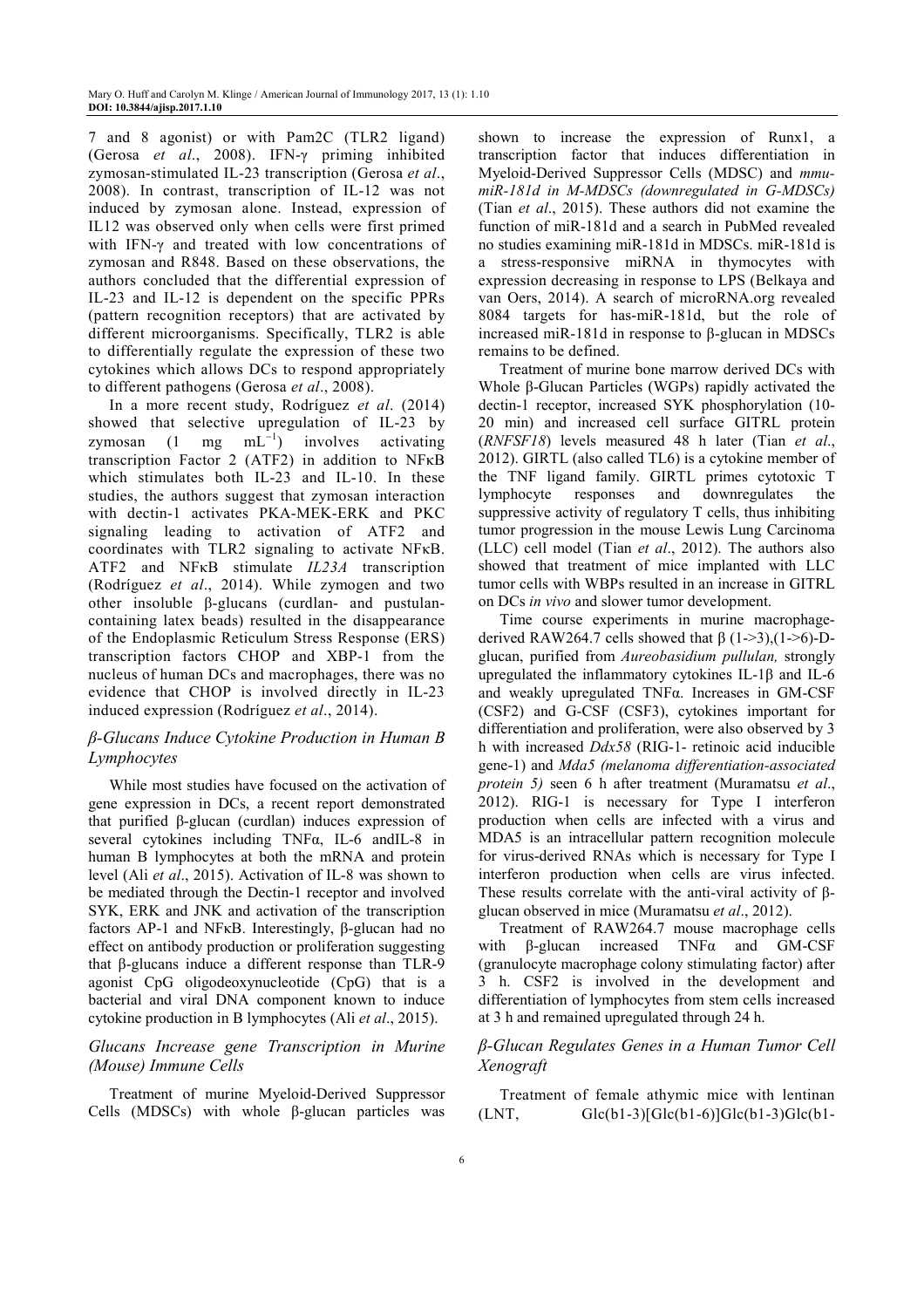7 and 8 agonist) or with Pam2C (TLR2 ligand) (Gerosa *et al*., 2008). IFN-γ priming inhibited zymosan-stimulated IL-23 transcription (Gerosa *et al*., 2008). In contrast, transcription of IL-12 was not induced by zymosan alone. Instead, expression of IL12 was observed only when cells were first primed with IFN-γ and treated with low concentrations of zymosan and R848. Based on these observations, the authors concluded that the differential expression of IL-23 and IL-12 is dependent on the specific PPRs (pattern recognition receptors) that are activated by different microorganisms. Specifically, TLR2 is able to differentially regulate the expression of these two cytokines which allows DCs to respond appropriately to different pathogens (Gerosa *et al*., 2008).

In a more recent study, Rodríguez *et al*. (2014) showed that selective upregulation of IL-23 by zymosan (1 mg $mL^{-1}$) involves activating transcription Factor 2 (ATF2) in addition to NFκB which stimulates both IL-23 and IL-10. In these studies, the authors suggest that zymosan interaction with dectin-1 activates PKA-MEK-ERK and PKC signaling leading to activation of ATF2 and coordinates with TLR2 signaling to activate NFκB. ATF2 and NFκB stimulate *IL23A* transcription (Rodríguez *et al*., 2014). While zymogen and two other insoluble β-glucans (curdlan- and pustulan-containing latex beads) resulted in the disappearance of the Endoplasmic Reticulum Stress Response (ERS) transcription factors CHOP and XBP-1 from the nucleus of human DCs and macrophages, there was no evidence that CHOP is involved directly in IL-23 induced expression (Rodríguez *et al*., 2014).

### *β-Glucans Induce Cytokine Production in Human B Lymphocytes*

While most studies have focused on the activation of gene expression in DCs, a recent report demonstrated that purified β-glucan (curdlan) induces expression of several cytokines including TNFα, IL-6 andIL-8 in human B lymphocytes at both the mRNA and protein level (Ali *et al*., 2015). Activation of IL-8 was shown to be mediated through the Dectin-1 receptor and involved SYK, ERK and JNK and activation of the transcription factors AP-1 and NFκB. Interestingly, β-glucan had no effect on antibody production or proliferation suggesting that β-glucans induce a different response than TLR-9 agonist CpG oligodeoxynucleotide (CpG) that is a bacterial and viral DNA component known to induce cytokine production in B lymphocytes (Ali *et al*., 2015).

### *Glucans Increase gene Transcription in Murine (Mouse) Immune Cells*

Treatment of murine Myeloid-Derived Suppressor Cells (MDSCs) with whole β-glucan particles was shown to increase the expression of Runx1, a transcription factor that induces differentiation in Myeloid-Derived Suppressor Cells (MDSC) and *mmu-miR-181d in M-MDSCs (downregulated in G-MDSCs)* (Tian *et al*., 2015). These authors did not examine the function of miR-181d and a search in PubMed revealed no studies examining miR-181d in MDSCs. miR-181d is a stress-responsive miRNA in thymocytes with expression decreasing in response to LPS (Belkaya and van Oers, 2014). A search of microRNA.org revealed 8084 targets for has-miR-181d, but the role of increased miR-181d in response to β-glucan in MDSCs remains to be defined.

Treatment of murine bone marrow derived DCs with Whole β-Glucan Particles (WGPs) rapidly activated the dectin-1 receptor, increased SYK phosphorylation (10-20 min) and increased cell surface GITRL protein (*RNFSF18*) levels measured 48 h later (Tian *et al*., 2012). GIRTL (also called TL6) is a cytokine member of the TNF ligand family. GIRTL primes cytotoxic T lymphocyte responses and downregulates the suppressive activity of regulatory T cells, thus inhibiting tumor progression in the mouse Lewis Lung Carcinoma (LLC) cell model (Tian *et al*., 2012). The authors also showed that treatment of mice implanted with LLC tumor cells with WBPs resulted in an increase in GITRL on DCs *in vivo* and slower tumor development.

Time course experiments in murine macrophage-derived RAW264.7 cells showed that β (1->3),(1->6)-D-glucan, purified from *Aureobasidium pullulan,* strongly upregulated the inflammatory cytokines IL-1β and IL-6 and weakly upregulated TNFα. Increases in GM-CSF (CSF2) and G-CSF (CSF3), cytokines important for differentiation and proliferation, were also observed by 3 h with increased *Ddx58* (RIG-1- retinoic acid inducible gene-1) and *Mda5 (melanoma differentiation-associated protein 5)* seen 6 h after treatment (Muramatsu *et al*., 2012). RIG-1 is necessary for Type I interferon production when cells are infected with a virus and MDA5 is an intracellular pattern recognition molecule for virus-derived RNAs which is necessary for Type I interferon production when cells are virus infected. These results correlate with the anti-viral activity of β-glucan observed in mice (Muramatsu *et al*., 2012).

Treatment of RAW264.7 mouse macrophage cells with β-glucan increased TNFα and GM-CSF (granulocyte macrophage colony stimulating factor) after 3 h. CSF2 is involved in the development and differentiation of lymphocytes from stem cells increased at 3 h and remained upregulated through 24 h.

### *β-Glucan Regulates Genes in a Human Tumor Cell Xenograft*

Treatment of female athymic mice with lentinan (LNT, Glc(b1-3)[Glc(b1-6)]Glc(b1-3)Glc(b1-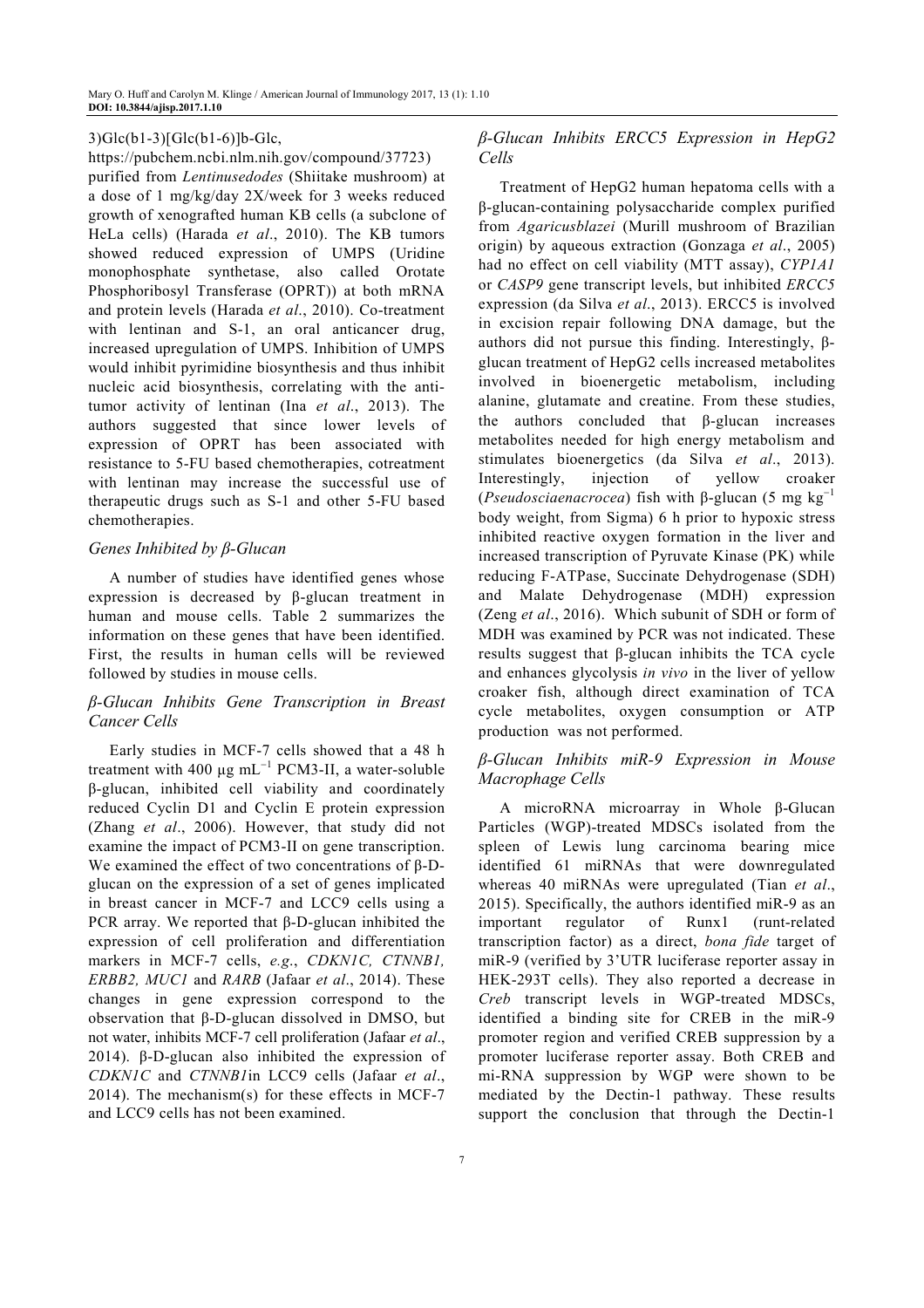3)Glc(b1-3)[Glc(b1-6)]b-Glc, https://pubchem.ncbi.nlm.nih.gov/compound/37723) purified from *Lentinusedodes* (Shiitake mushroom) at a dose of 1 mg/kg/day 2X/week for 3 weeks reduced growth of xenografted human KB cells (a subclone of HeLa cells) (Harada *et al*., 2010). The KB tumors showed reduced expression of UMPS (Uridine monophosphate synthetase, also called Orotate Phosphoribosyl Transferase (OPRT)) at both mRNA and protein levels (Harada *et al*., 2010). Co-treatment with lentinan and S-1, an oral anticancer drug, increased upregulation of UMPS. Inhibition of UMPS would inhibit pyrimidine biosynthesis and thus inhibit nucleic acid biosynthesis, correlating with the anti-tumor activity of lentinan (Ina *et al*., 2013). The authors suggested that since lower levels of expression of OPRT has been associated with resistance to 5-FU based chemotherapies, cotreatment with lentinan may increase the successful use of therapeutic drugs such as S-1 and other 5-FU based chemotherapies.

### *Genes Inhibited by β-Glucan*

A number of studies have identified genes whose expression is decreased by β-glucan treatment in human and mouse cells. Table 2 summarizes the information on these genes that have been identified. First, the results in human cells will be reviewed followed by studies in mouse cells.

### *β-Glucan Inhibits Gene Transcription in Breast Cancer Cells*

Early studies in MCF-7 cells showed that a 48 h treatment with 400 µg $mL^{-1}$ PCM3-II, a water-soluble β-glucan, inhibited cell viability and coordinately reduced Cyclin D1 and Cyclin E protein expression (Zhang *et al*., 2006). However, that study did not examine the impact of PCM3-II on gene transcription. We examined the effect of two concentrations of β-D-glucan on the expression of a set of genes implicated in breast cancer in MCF-7 and LCC9 cells using a PCR array. We reported that β-D-glucan inhibited the expression of cell proliferation and differentiation markers in MCF-7 cells, *e.g*., *CDKN1C, CTNNB1, ERBB2, MUC1* and *RARB* (Jafaar *et al*., 2014). These changes in gene expression correspond to the observation that β-D-glucan dissolved in DMSO, but not water, inhibits MCF-7 cell proliferation (Jafaar *et al*., 2014). β-D-glucan also inhibited the expression of *CDKN1C* and *CTNNB1*in LCC9 cells (Jafaar *et al*., 2014). The mechanism(s) for these effects in MCF-7 and LCC9 cells has not been examined.

### *β-Glucan Inhibits ERCC5 Expression in HepG2 Cells*

Treatment of HepG2 human hepatoma cells with a β-glucan-containing polysaccharide complex purified from *Agaricusblazei* (Murill mushroom of Brazilian origin) by aqueous extraction (Gonzaga *et al*., 2005) had no effect on cell viability (MTT assay), *CYP1A1* or *CASP9* gene transcript levels, but inhibited *ERCC5* expression (da Silva *et al*., 2013). ERCC5 is involved in excision repair following DNA damage, but the authors did not pursue this finding. Interestingly, β-glucan treatment of HepG2 cells increased metabolites involved in bioenergetic metabolism, including alanine, glutamate and creatine. From these studies, the authors concluded that β-glucan increases metabolites needed for high energy metabolism and stimulates bioenergetics (da Silva *et al*., 2013). Interestingly, injection of yellow croaker (*Pseudosciaenacrocea*) fish with β-glucan (5 mg $kg^{-1}$ body weight, from Sigma) 6 h prior to hypoxic stress inhibited reactive oxygen formation in the liver and increased transcription of Pyruvate Kinase (PK) while reducing F-ATPase, Succinate Dehydrogenase (SDH) and Malate Dehydrogenase (MDH) expression (Zeng *et al*., 2016). Which subunit of SDH or form of MDH was examined by PCR was not indicated. These results suggest that β-glucan inhibits the TCA cycle and enhances glycolysis *in vivo* in the liver of yellow croaker fish, although direct examination of TCA cycle metabolites, oxygen consumption or ATP production was not performed.

### *β-Glucan Inhibits miR-9 Expression in Mouse Macrophage Cells*

A microRNA microarray in Whole β-Glucan Particles (WGP)-treated MDSCs isolated from the spleen of Lewis lung carcinoma bearing mice identified 61 miRNAs that were downregulated whereas 40 miRNAs were upregulated (Tian *et al*., 2015). Specifically, the authors identified miR-9 as an important regulator of Runx1 (runt-related transcription factor) as a direct, *bona fide* target of miR-9 (verified by 3'UTR luciferase reporter assay in HEK-293T cells). They also reported a decrease in *Creb* transcript levels in WGP-treated MDSCs, identified a binding site for CREB in the miR-9 promoter region and verified CREB suppression by a promoter luciferase reporter assay. Both CREB and mi-RNA suppression by WGP were shown to be mediated by the Dectin-1 pathway. These results support the conclusion that through the Dectin-1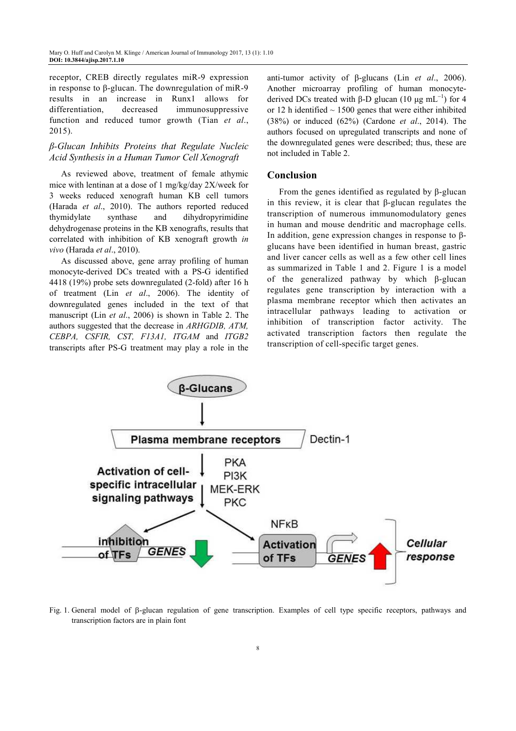receptor, CREB directly regulates miR-9 expression in response to β-glucan. The downregulation of miR-9 results in an increase in Runx1 allows for differentiation, decreased immunosuppressive function and reduced tumor growth (Tian *et al*., 2015).

### *β-Glucan Inhibits Proteins that Regulate Nucleic Acid Synthesis in a Human Tumor Cell Xenograft*

As reviewed above, treatment of female athymic mice with lentinan at a dose of 1 mg/kg/day 2X/week for 3 weeks reduced xenograft human KB cell tumors (Harada *et al*., 2010). The authors reported reduced thymidylate synthase and dihydropyrimidine dehydrogenase proteins in the KB xenografts, results that correlated with inhibition of KB xenograft growth *in vivo* (Harada *et al*., 2010).

As discussed above, gene array profiling of human monocyte-derived DCs treated with a PS-G identified 4418 (19%) probe sets downregulated (2-fold) after 16 h of treatment (Lin *et al*., 2006). The identity of downregulated genes included in the text of that manuscript (Lin *et al*., 2006) is shown in Table 2. The authors suggested that the decrease in *ARHGDIB, ATM, CEBPA, CSFIR, CST, F13A1, ITGAM* and *ITGB2* transcripts after PS-G treatment may play a role in the anti-tumor activity of β-glucans (Lin *et al*., 2006). Another microarray profiling of human monocyte-derived DCs treated with β-D glucan (10 μg $mL^{-1}$) for 4 or 12 h identified ~ 1500 genes that were either inhibited (38%) or induced (62%) (Cardone *et al*., 2014). The authors focused on upregulated transcripts and none of the downregulated genes were described; thus, these are not included in Table 2.

## Conclusion

From the genes identified as regulated by β-glucan in this review, it is clear that β-glucan regulates the transcription of numerous immunomodulatory genes in human and mouse dendritic and macrophage cells. In addition, gene expression changes in response to β-glucans have been identified in human breast, gastric and liver cancer cells as well as a few other cell lines as summarized in Table 1 and 2. Figure 1 is a model of the generalized pathway by which β-glucan regulates gene transcription by interaction with a plasma membrane receptor which then activates an intracellular pathways leading to activation or inhibition of transcription factor activity. The activated transcription factors then regulate the transcription of cell-specific target genes.

Fig. 1. General model of β-glucan regulation of gene transcription. Examples of cell type specific receptors, pathways and transcription factors are in plain font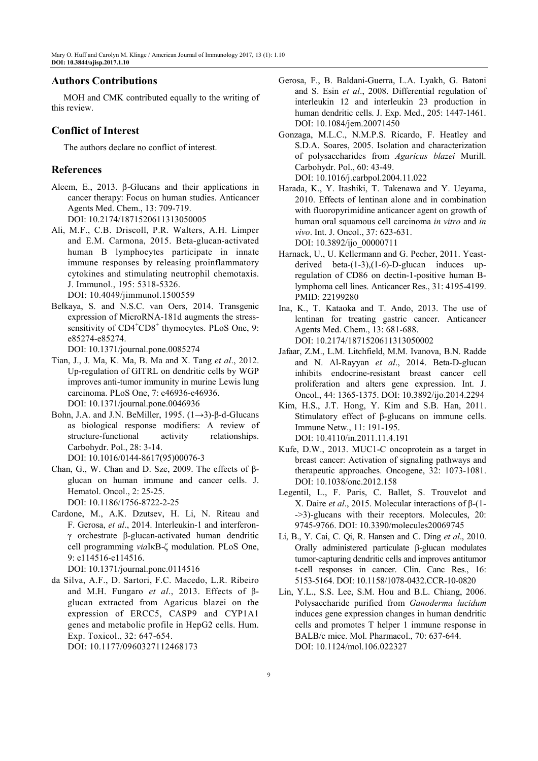## Authors Contributions

MOH and CMK contributed equally to the writing of this review.

## Conflict of Interest

The authors declare no conflict of interest.

## References

Aleem, E., 2013. β-Glucans and their applications in cancer therapy: Focus on human studies. Anticancer Agents Med. Chem., 13: 709-719. DOI: 10.2174/1871520611313050005

Ali, M.F., C.B. Driscoll, P.R. Walters, A.H. Limper and E.M. Carmona, 2015. Beta-glucan-activated human B lymphocytes participate in innate immune responses by releasing proinflammatory cytokines and stimulating neutrophil chemotaxis. J. Immunol., 195: 5318-5326. DOI: 10.4049/jimmunol.1500559

Belkaya, S. and N.S.C. van Oers, 2014. Transgenic expression of MicroRNA-181d augments the stress-sensitivity of $CD4^+CD8^+$ thymocytes. PLoS One, 9: e85274-e85274. DOI: 10.1371/journal.pone.0085274

Tian, J., J. Ma, K. Ma, B. Ma and X. Tang *et al*., 2012. Up-regulation of GITRL on dendritic cells by WGP improves anti-tumor immunity in murine Lewis lung carcinoma. PLoS One, 7: e46936-e46936. DOI: 10.1371/journal.pone.0046936

Bohn, J.A. and J.N. BeMiller, 1995. (1→3)-β-d-Glucans as biological response modifiers: A review of structure-functional activity relationships. Carbohydr. Pol., 28: 3-14. DOI: 10.1016/0144-8617(95)00076-3

Chan, G., W. Chan and D. Sze, 2009. The effects of β-glucan on human immune and cancer cells. J. Hematol. Oncol., 2: 25-25. DOI: 10.1186/1756-8722-2-25

Cardone, M., A.K. Dzutsev, H. Li, N. Riteau and F. Gerosa, *et al*., 2014. Interleukin-1 and interferon-γ orchestrate β-glucan-activated human dendritic cell programming *via*IκB-ζ modulation. PLoS One, 9: e114516-e114516. DOI: 10.1371/journal.pone.0114516

da Silva, A.F., D. Sartori, F.C. Macedo, L.R. Ribeiro and M.H. Fungaro *et al*., 2013. Effects of β-glucan extracted from Agaricus blazei on the expression of ERCC5, CASP9 and CYP1A1 genes and metabolic profile in HepG2 cells. Hum. Exp. Toxicol., 32: 647-654. DOI: 10.1177/0960327112468173

Gerosa, F., B. Baldani-Guerra, L.A. Lyakh, G. Batoni and S. Esin *et al*., 2008. Differential regulation of interleukin 12 and interleukin 23 production in human dendritic cells. J. Exp. Med., 205: 1447-1461. DOI: 10.1084/jem.20071450

Gonzaga, M.L.C., N.M.P.S. Ricardo, F. Heatley and S.D.A. Soares, 2005. Isolation and characterization of polysaccharides from *Agaricus blazei* Murill. Carbohydr. Pol., 60: 43-49. DOI: 10.1016/j.carbpol.2004.11.022

Harada, K., Y. Itashiki, T. Takenawa and Y. Ueyama, 2010. Effects of lentinan alone and in combination with fluoropyrimidine anticancer agent on growth of human oral squamous cell carcinoma *in vitro* and *in vivo*. Int. J. Oncol., 37: 623-631. DOI: 10.3892/ijo_00000711

Harnack, U., U. Kellermann and G. Pecher, 2011. Yeast-derived beta-(1-3),(1-6)-D-glucan induces up-regulation of CD86 on dectin-1-positive human B-lymphoma cell lines. Anticancer Res., 31: 4195-4199. PMID: 22199280

Ina, K., T. Kataoka and T. Ando, 2013. The use of lentinan for treating gastric cancer. Anticancer Agents Med. Chem., 13: 681-688. DOI: 10.2174/1871520611313050002

Jafaar, Z.M., L.M. Litchfield, M.M. Ivanova, B.N. Radde and N. Al-Rayyan *et al*., 2014. Beta-D-glucan inhibits endocrine-resistant breast cancer cell proliferation and alters gene expression. Int. J. Oncol., 44: 1365-1375. DOI: 10.3892/ijo.2014.2294

Kim, H.S., J.T. Hong, Y. Kim and S.B. Han, 2011. Stimulatory effect of β-glucans on immune cells. Immune Netw., 11: 191-195. DOI: 10.4110/in.2011.11.4.191

Kufe, D.W., 2013. MUC1-C oncoprotein as a target in breast cancer: Activation of signaling pathways and therapeutic approaches. Oncogene, 32: 1073-1081. DOI: 10.1038/onc.2012.158

Legentil, L., F. Paris, C. Ballet, S. Trouvelot and X. Daire *et al*., 2015. Molecular interactions of β-(1->3)-glucans with their receptors. Molecules, 20: 9745-9766. DOI: 10.3390/molecules20069745

Li, B., Y. Cai, C. Qi, R. Hansen and C. Ding *et al*., 2010. Orally administered particulate β-glucan modulates tumor-capturing dendritic cells and improves antitumor t-cell responses in cancer. Clin. Canc Res., 16: 5153-5164. DOI: 10.1158/1078-0432.CCR-10-0820

Lin, Y.L., S.S. Lee, S.M. Hou and B.L. Chiang, 2006. Polysaccharide purified from *Ganoderma lucidum* induces gene expression changes in human dendritic cells and promotes T helper 1 immune response in BALB/c mice. Mol. Pharmacol., 70: 637-644. DOI: 10.1124/mol.106.022327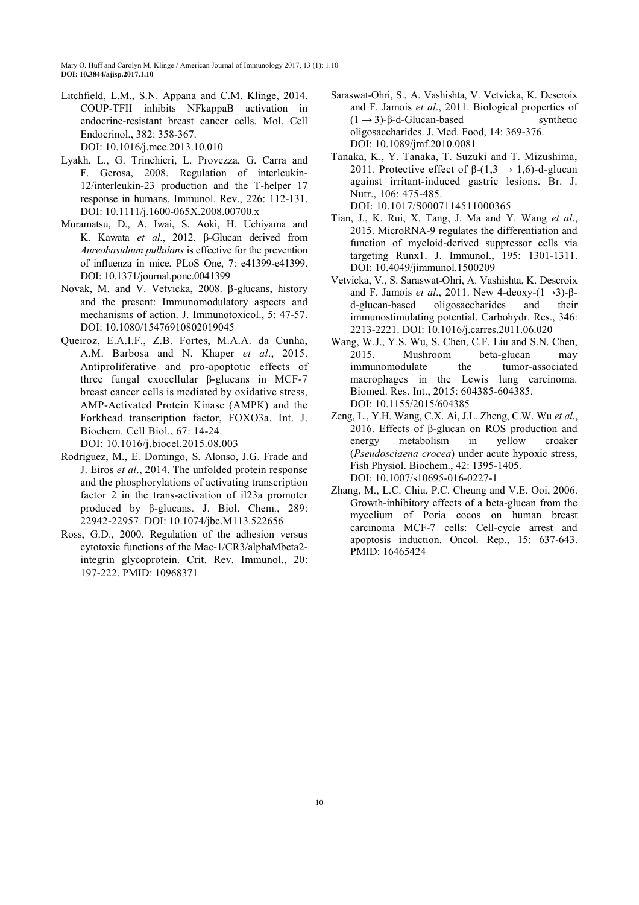Litchfield, L.M., S.N. Appana and C.M. Klinge, 2014. COUP-TFII inhibits NFkappaB activation in endocrine-resistant breast cancer cells. Mol. Cell Endocrinol., 382: 358-367. DOI: 10.1016/j.mce.2013.10.010

Lyakh, L., G. Trinchieri, L. Provezza, G. Carra and F. Gerosa, 2008. Regulation of interleukin-12/interleukin-23 production and the T-helper 17 response in humans. Immunol. Rev., 226: 112-131. DOI: 10.1111/j.1600-065X.2008.00700.x

Muramatsu, D., A. Iwai, S. Aoki, H. Uchiyama and K. Kawata *et al*., 2012. β-Glucan derived from *Aureobasidium pullulans* is effective for the prevention of influenza in mice. PLoS One, 7: e41399-e41399. DOI: 10.1371/journal.pone.0041399

Novak, M. and V. Vetvicka, 2008. β-glucans, history and the present: Immunomodulatory aspects and mechanisms of action. J. Immunotoxicol., 5: 47-57. DOI: 10.1080/15476910802019045

Queiroz, E.A.I.F., Z.B. Fortes, M.A.A. da Cunha, A.M. Barbosa and N. Khaper *et al*., 2015. Antiproliferative and pro-apoptotic effects of three fungal exocellular β-glucans in MCF-7 breast cancer cells is mediated by oxidative stress, AMP-Activated Protein Kinase (AMPK) and the Forkhead transcription factor, FOXO3a. Int. J. Biochem. Cell Biol., 67: 14-24. DOI: 10.1016/j.biocel.2015.08.003

Rodríguez, M., E. Domingo, S. Alonso, J.G. Frade and J. Eiros *et al*., 2014. The unfolded protein response and the phosphorylations of activating transcription factor 2 in the trans-activation of il23a promoter produced by β-glucans. J. Biol. Chem., 289: 22942-22957. DOI: 10.1074/jbc.M113.522656

Ross, G.D., 2000. Regulation of the adhesion versus cytotoxic functions of the Mac-1/CR3/alphaMbeta2-integrin glycoprotein. Crit. Rev. Immunol., 20: 197-222. PMID: 10968371

Saraswat-Ohri, S., A. Vashishta, V. Vetvicka, K. Descroix and F. Jamois *et al*., 2011. Biological properties of (1 → 3)-β-d-Glucan-based synthetic oligosaccharides. J. Med. Food, 14: 369-376. DOI: 10.1089/jmf.2010.0081

Tanaka, K., Y. Tanaka, T. Suzuki and T. Mizushima, 2011. Protective effect of β-(1,3 → 1,6)-d-glucan against irritant-induced gastric lesions. Br. J. Nutr., 106: 475-485. DOI: 10.1017/S0007114511000365

Tian, J., K. Rui, X. Tang, J. Ma and Y. Wang *et al*., 2015. MicroRNA-9 regulates the differentiation and function of myeloid-derived suppressor cells via targeting Runx1. J. Immunol., 195: 1301-1311. DOI: 10.4049/jimmunol.1500209

Vetvicka, V., S. Saraswat-Ohri, A. Vashishta, K. Descroix and F. Jamois *et al*., 2011. New 4-deoxy-(1→3)-β-d-glucan-based oligosaccharides and their immunostimulating potential. Carbohydr. Res., 346: 2213-2221. DOI: 10.1016/j.carres.2011.06.020

Wang, W.J., Y.S. Wu, S. Chen, C.F. Liu and S.N. Chen, 2015. Mushroom beta-glucan may immunomodulate the tumor-associated macrophages in the Lewis lung carcinoma. Biomed. Res. Int., 2015: 604385-604385. DOI: 10.1155/2015/604385

Zeng, L., Y.H. Wang, C.X. Ai, J.L. Zheng, C.W. Wu *et al*., 2016. Effects of β-glucan on ROS production and energy metabolism in yellow croaker (*Pseudosciaena crocea*) under acute hypoxic stress, Fish Physiol. Biochem., 42: 1395-1405. DOI: 10.1007/s10695-016-0227-1

Zhang, M., L.C. Chiu, P.C. Cheung and V.E. Ooi, 2006. Growth-inhibitory effects of a beta-glucan from the mycelium of Poria cocos on human breast carcinoma MCF-7 cells: Cell-cycle arrest and apoptosis induction. Oncol. Rep., 15: 637-643. PMID: 16465424